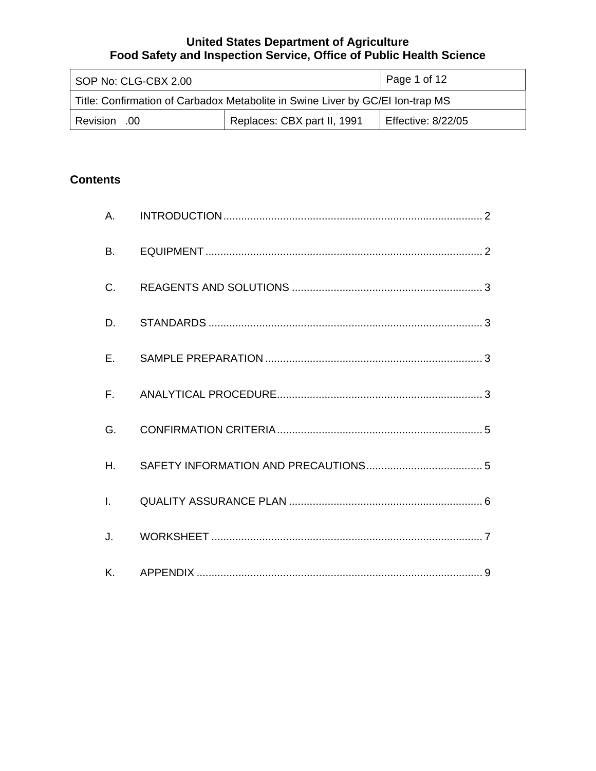**United States Department of Agriculture**
**Food Safety and Inspection Service, Office of Public Health Science**

| SOP No: CLG-CBX 2.00 | | Page 1 of 12 |
|---|---|---|
| Title: Confirmation of Carbadox Metabolite in Swine Liver by GC/EI Ion-trap MS | | |
| Revision .00 | Replaces: CBX part II, 1991 | Effective: 8/22/05 |

## Contents

A. INTRODUCTION .......... 2

B. EQUIPMENT .......... 2

C. REAGENTS AND SOLUTIONS .......... 3

D. STANDARDS .......... 3

E. SAMPLE PREPARATION .......... 3

F. ANALYTICAL PROCEDURE .......... 3

G. CONFIRMATION CRITERIA .......... 5

H. SAFETY INFORMATION AND PRECAUTIONS .......... 5

I. QUALITY ASSURANCE PLAN .......... 6

J. WORKSHEET .......... 7

K. APPENDIX .......... 9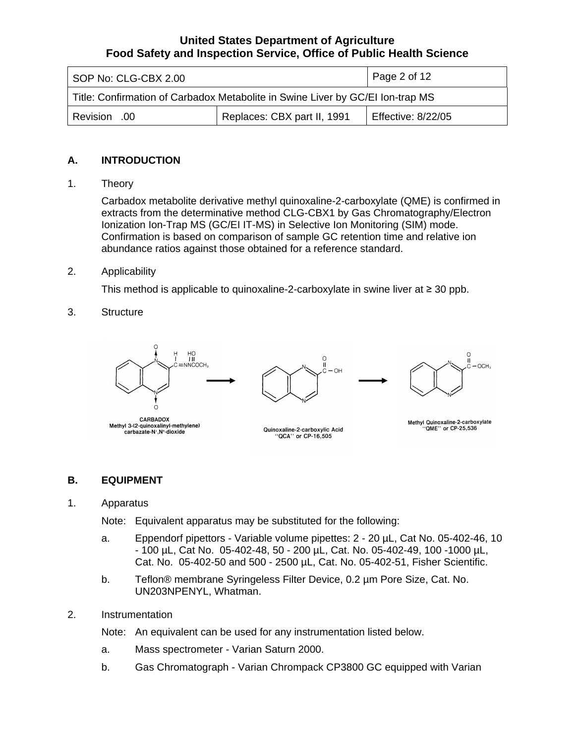## A. INTRODUCTION

1. Theory

   Carbadox metabolite derivative methyl quinoxaline-2-carboxylate (QME) is confirmed in extracts from the determinative method CLG-CBX1 by Gas Chromatography/Electron Ionization Ion-Trap MS (GC/EI IT-MS) in Selective Ion Monitoring (SIM) mode. Confirmation is based on comparison of sample GC retention time and relative ion abundance ratios against those obtained for a reference standard.

2. Applicability

   This method is applicable to quinoxaline-2-carboxylate in swine liver at ≥ 30 ppb.

3. Structure

CARBADOX
Methyl 3-(2-quinoxalinyl-methylene) carbazate-N¹,N⁴-dioxide

Quinoxaline-2-carboxylic Acid
"QCA" or CP-16,505

Methyl Quinoxaline-2-carboxylate
"QME" or CP-25,536

## B. EQUIPMENT

1. Apparatus

   Note: Equivalent apparatus may be substituted for the following:

   a. Eppendorf pipettors - Variable volume pipettes: 2 - 20 µL, Cat No. 05-402-46, 10 - 100 µL, Cat No. 05-402-48, 50 - 200 µL, Cat. No. 05-402-49, 100 -1000 µL, Cat. No. 05-402-50 and 500 - 2500 µL, Cat. No. 05-402-51, Fisher Scientific.

   b. Teflon® membrane Syringeless Filter Device, 0.2 µm Pore Size, Cat. No. UN203NPENYL, Whatman.

2. Instrumentation

   Note: An equivalent can be used for any instrumentation listed below.

   a. Mass spectrometer - Varian Saturn 2000.

   b. Gas Chromatograph - Varian Chrompack CP3800 GC equipped with Varian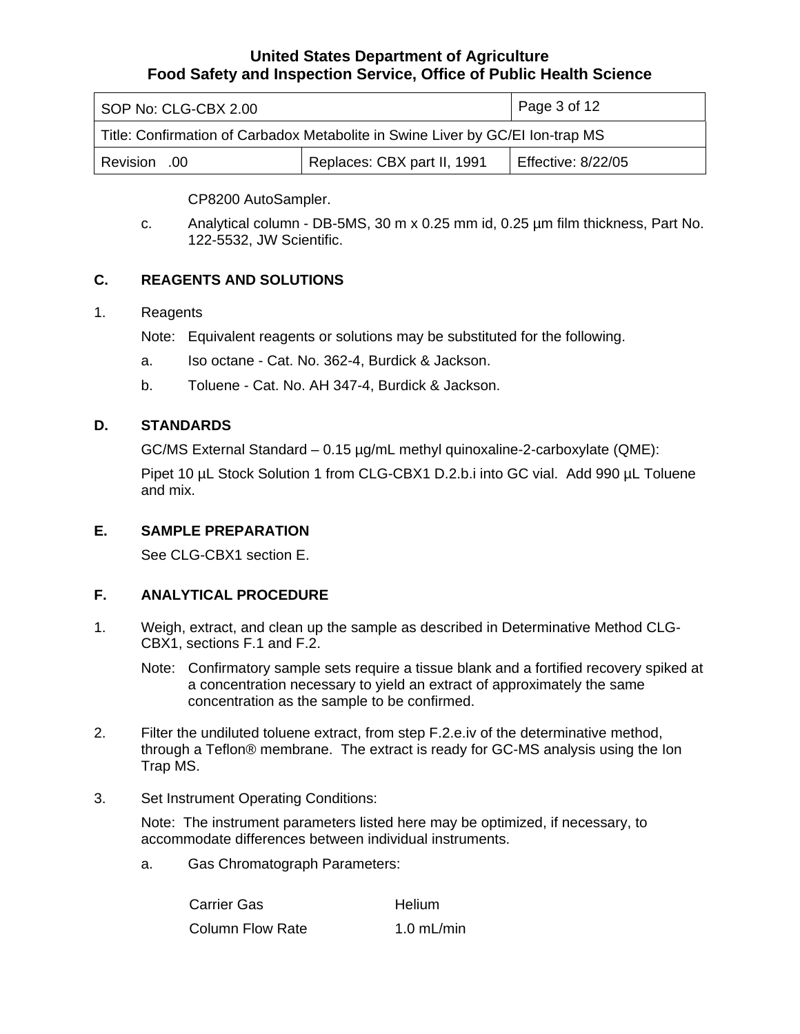CP8200 AutoSampler.

c. Analytical column - DB-5MS, 30 m x 0.25 mm id, 0.25 µm film thickness, Part No. 122-5532, JW Scientific.

## C. REAGENTS AND SOLUTIONS

1. Reagents

   Note: Equivalent reagents or solutions may be substituted for the following.

   a. Iso octane - Cat. No. 362-4, Burdick & Jackson.

   b. Toluene - Cat. No. AH 347-4, Burdick & Jackson.

## D. STANDARDS

GC/MS External Standard – 0.15 µg/mL methyl quinoxaline-2-carboxylate (QME):

Pipet 10 µL Stock Solution 1 from CLG-CBX1 D.2.b.i into GC vial. Add 990 µL Toluene and mix.

## E. SAMPLE PREPARATION

See CLG-CBX1 section E.

## F. ANALYTICAL PROCEDURE

1. Weigh, extract, and clean up the sample as described in Determinative Method CLG-CBX1, sections F.1 and F.2.

   Note: Confirmatory sample sets require a tissue blank and a fortified recovery spiked at a concentration necessary to yield an extract of approximately the same concentration as the sample to be confirmed.

2. Filter the undiluted toluene extract, from step F.2.e.iv of the determinative method, through a Teflon® membrane. The extract is ready for GC-MS analysis using the Ion Trap MS.

3. Set Instrument Operating Conditions:

   Note: The instrument parameters listed here may be optimized, if necessary, to accommodate differences between individual instruments.

   a. Gas Chromatograph Parameters:

| | |
|---|---|
| Carrier Gas | Helium |
| Column Flow Rate | 1.0 mL/min |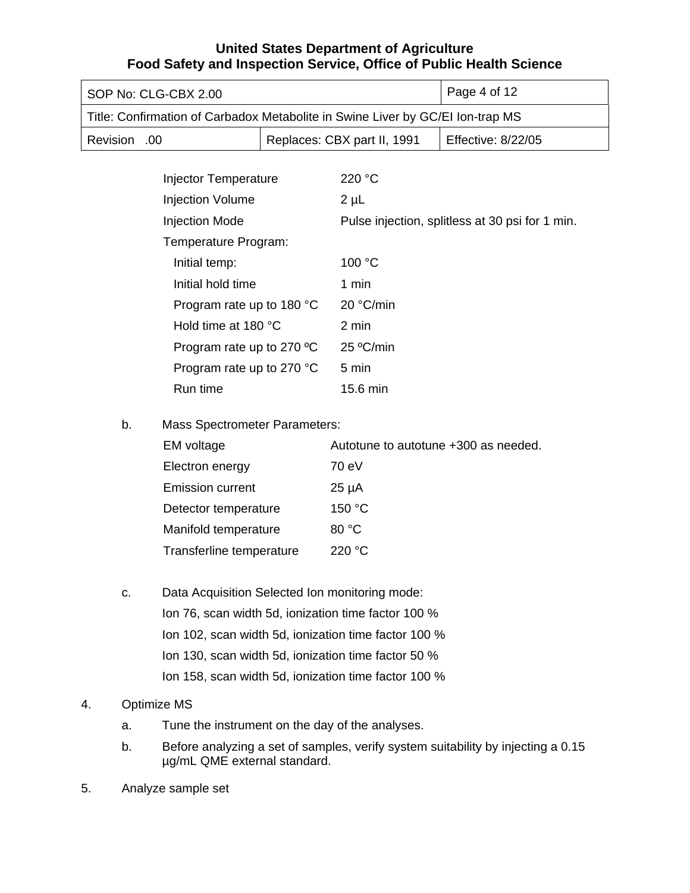| | |
|---|---|
| Injector Temperature | 220 °C |
| Injection Volume | 2 µL |
| Injection Mode | Pulse injection, splitless at 30 psi for 1 min. |
| Temperature Program: | |
| Initial temp: | 100 °C |
| Initial hold time | 1 min |
| Program rate up to 180 °C | 20 °C/min |
| Hold time at 180 °C | 2 min |
| Program rate up to 270 ºC | 25 ºC/min |
| Program rate up to 270 °C | 5 min |
| Run time | 15.6 min |

b. Mass Spectrometer Parameters:

| | |
|---|---|
| EM voltage | Autotune to autotune +300 as needed. |
| Electron energy | 70 eV |
| Emission current | 25 µA |
| Detector temperature | 150 °C |
| Manifold temperature | 80 °C |
| Transferline temperature | 220 °C |

c. Data Acquisition Selected Ion monitoring mode:

Ion 76, scan width 5d, ionization time factor 100 %

Ion 102, scan width 5d, ionization time factor 100 %

Ion 130, scan width 5d, ionization time factor 50 %

Ion 158, scan width 5d, ionization time factor 100 %

4. Optimize MS
   a. Tune the instrument on the day of the analyses.
   b. Before analyzing a set of samples, verify system suitability by injecting a 0.15 µg/mL QME external standard.
5. Analyze sample set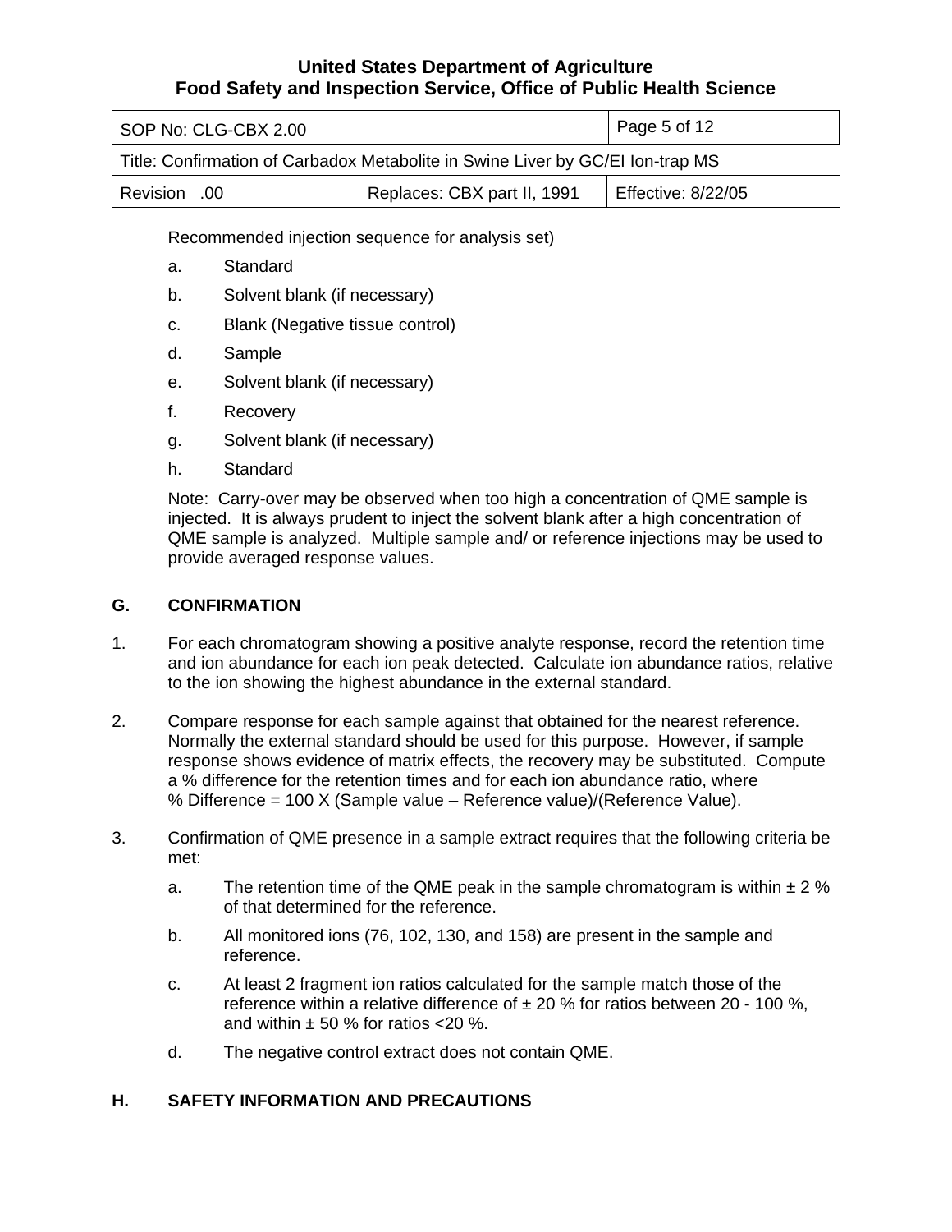Recommended injection sequence for analysis set)

a. Standard

b. Solvent blank (if necessary)

c. Blank (Negative tissue control)

d. Sample

e. Solvent blank (if necessary)

f. Recovery

g. Solvent blank (if necessary)

h. Standard

Note: Carry-over may be observed when too high a concentration of QME sample is injected. It is always prudent to inject the solvent blank after a high concentration of QME sample is analyzed. Multiple sample and/ or reference injections may be used to provide averaged response values.

## G. CONFIRMATION

1. For each chromatogram showing a positive analyte response, record the retention time and ion abundance for each ion peak detected. Calculate ion abundance ratios, relative to the ion showing the highest abundance in the external standard.

2. Compare response for each sample against that obtained for the nearest reference. Normally the external standard should be used for this purpose. However, if sample response shows evidence of matrix effects, the recovery may be substituted. Compute a % difference for the retention times and for each ion abundance ratio, where % Difference = 100 X (Sample value – Reference value)/(Reference Value).

3. Confirmation of QME presence in a sample extract requires that the following criteria be met:

   a. The retention time of the QME peak in the sample chromatogram is within ± 2 % of that determined for the reference.

   b. All monitored ions (76, 102, 130, and 158) are present in the sample and reference.

   c. At least 2 fragment ion ratios calculated for the sample match those of the reference within a relative difference of ± 20 % for ratios between 20 - 100 %, and within ± 50 % for ratios <20 %.

   d. The negative control extract does not contain QME.

## H. SAFETY INFORMATION AND PRECAUTIONS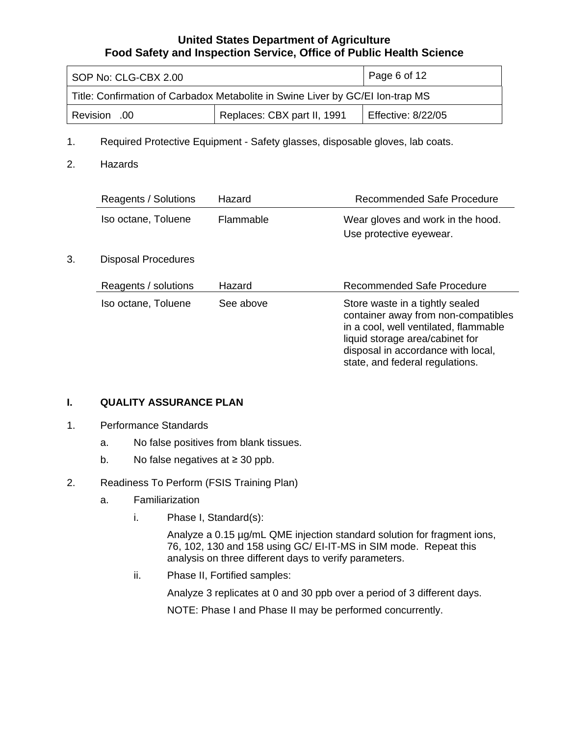1. Required Protective Equipment - Safety glasses, disposable gloves, lab coats.

2. Hazards

| Reagents / Solutions | Hazard | Recommended Safe Procedure |
|---|---|---|
| Iso octane, Toluene | Flammable | Wear gloves and work in the hood. Use protective eyewear. |

3. Disposal Procedures

| Reagents / solutions | Hazard | Recommended Safe Procedure |
|---|---|---|
| Iso octane, Toluene | See above | Store waste in a tightly sealed container away from non-compatibles in a cool, well ventilated, flammable liquid storage area/cabinet for disposal in accordance with local, state, and federal regulations. |

## I. QUALITY ASSURANCE PLAN

1. Performance Standards
   a. No false positives from blank tissues.
   b. No false negatives at ≥ 30 ppb.

2. Readiness To Perform (FSIS Training Plan)
   a. Familiarization
      i. Phase I, Standard(s):

         Analyze a 0.15 µg/mL QME injection standard solution for fragment ions, 76, 102, 130 and 158 using GC/ EI-IT-MS in SIM mode. Repeat this analysis on three different days to verify parameters.

      ii. Phase II, Fortified samples:

         Analyze 3 replicates at 0 and 30 ppb over a period of 3 different days.

         NOTE: Phase I and Phase II may be performed concurrently.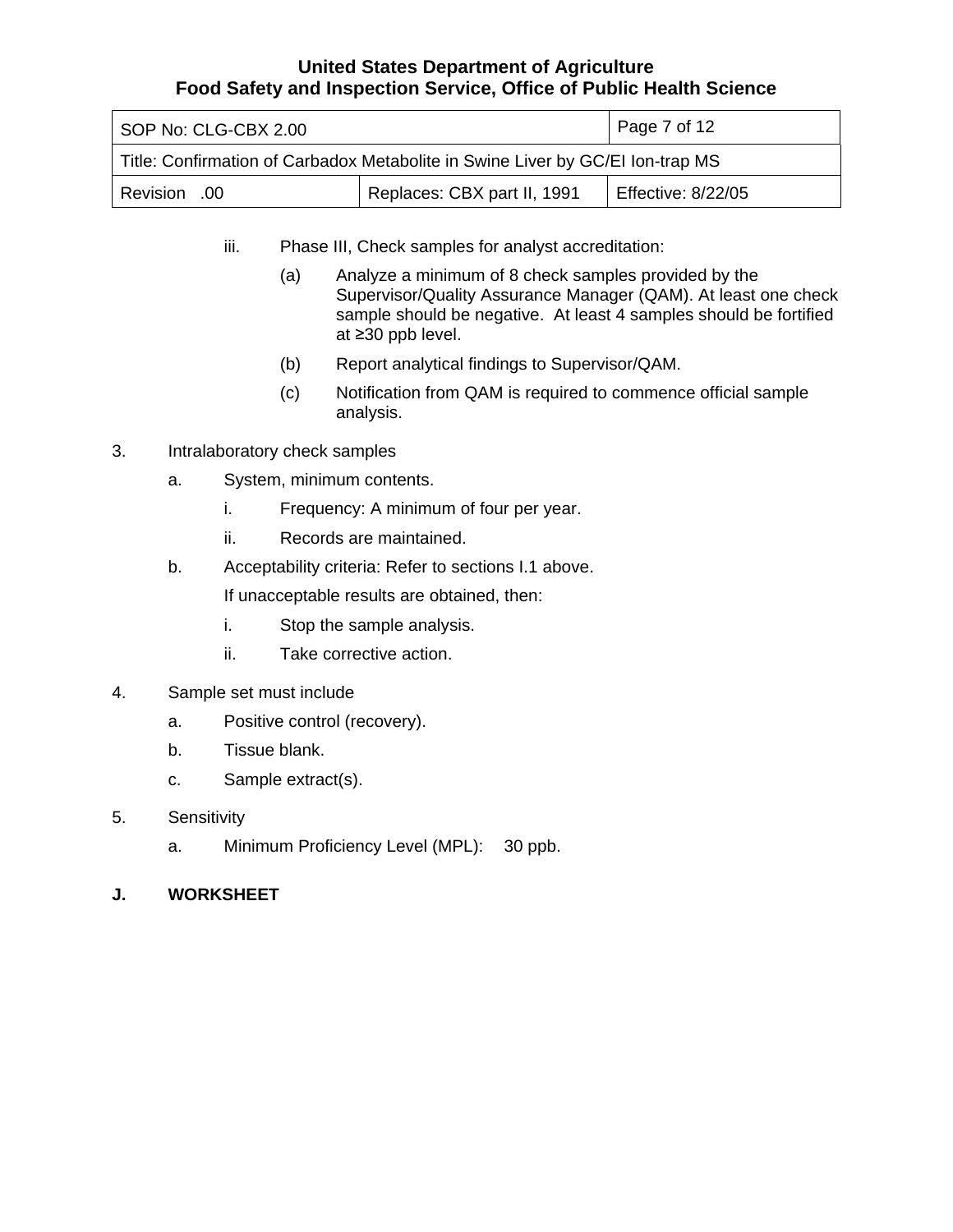iii. Phase III, Check samples for analyst accreditation:

(a) Analyze a minimum of 8 check samples provided by the Supervisor/Quality Assurance Manager (QAM). At least one check sample should be negative. At least 4 samples should be fortified at ≥30 ppb level.

(b) Report analytical findings to Supervisor/QAM.

(c) Notification from QAM is required to commence official sample analysis.

3. Intralaboratory check samples

   a. System, minimum contents.

      i. Frequency: A minimum of four per year.

      ii. Records are maintained.

   b. Acceptability criteria: Refer to sections I.1 above.

      If unacceptable results are obtained, then:

      i. Stop the sample analysis.

      ii. Take corrective action.

4. Sample set must include

   a. Positive control (recovery).

   b. Tissue blank.

   c. Sample extract(s).

5. Sensitivity

   a. Minimum Proficiency Level (MPL): 30 ppb.

## J. WORKSHEET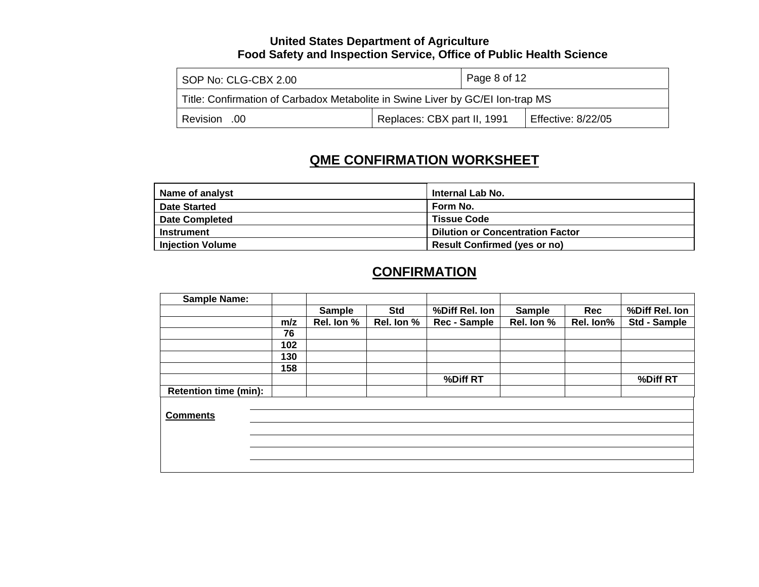# QME CONFIRMATION WORKSHEET

| Name of analyst | Internal Lab No. |
|---|---|
| Date Started | Form No. |
| Date Completed | Tissue Code |
| Instrument | Dilution or Concentration Factor |
| Injection Volume | Result Confirmed (yes or no) |

# CONFIRMATION

| Sample Name: | | | | | | | |
|---|---|---|---|---|---|---|---|
| | | Sample | Std | %Diff Rel. Ion | Sample | Rec | %Diff Rel. Ion |
| | m/z | Rel. Ion % | Rel. Ion % | Rec - Sample | Rel. Ion % | Rel. Ion% | Std - Sample |
| | 76 | | | | | | |
| | 102 | | | | | | |
| | 130 | | | | | | |
| | 158 | | | | | | |
| | | | | %Diff RT | | | %Diff RT |
| Retention time (min): | | | | | | | |

**Comments** ______________________________________________

______________________________________________

______________________________________________

______________________________________________

______________________________________________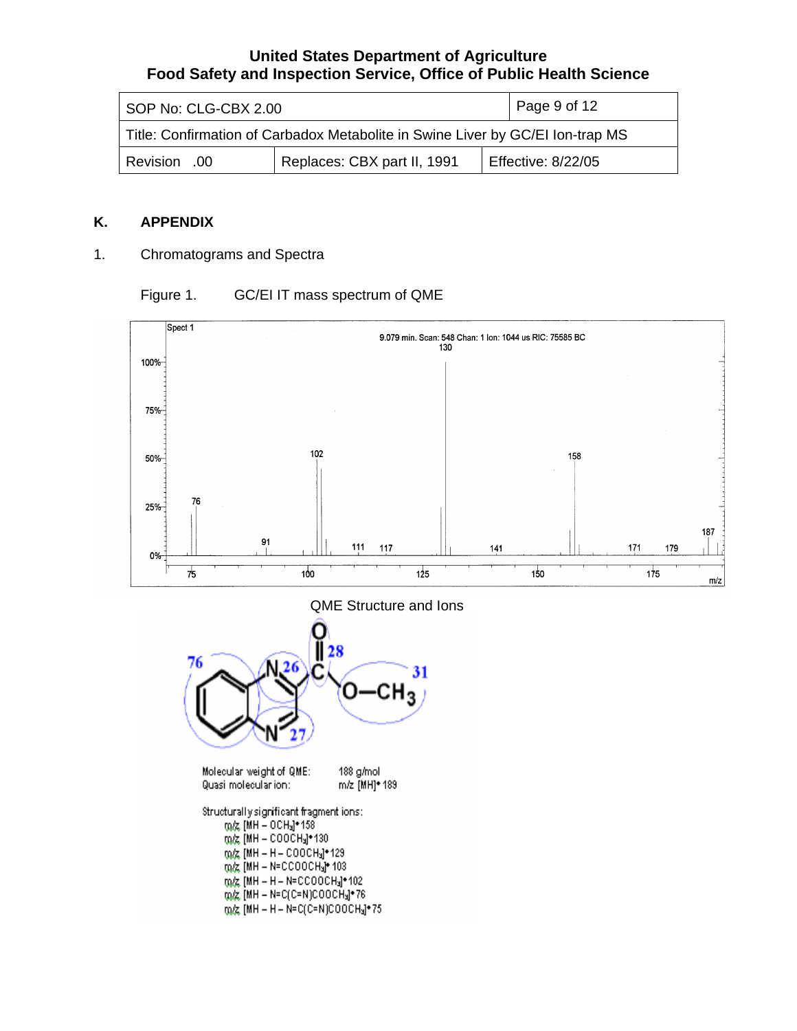## K. APPENDIX

1. Chromatograms and Spectra

Figure 1. GC/EI IT mass spectrum of QME

QME Structure and Ions

Molecular weight of QME: 188 g/mol

Quasi molecular ion: m/z $[MH]^+$ 189

Structurally significant fragment ions:

- m/z $[MH - OCH_3]^+$ 158
- m/z $[MH - COOCH_3]^+$ 130
- m/z $[MH - H - COOCH_3]^+$ 129
- m/z $[MH - N{=}CCOOCH_3]^+$ 103
- m/z $[MH - H - N{=}CCOOCH_3]^+$ 102
- m/z $[MH - N{=}C(C{=}N)COOCH_3]^+$ 76
- m/z $[MH - H - N{=}C(C{=}N)COOCH_3]^+$ 75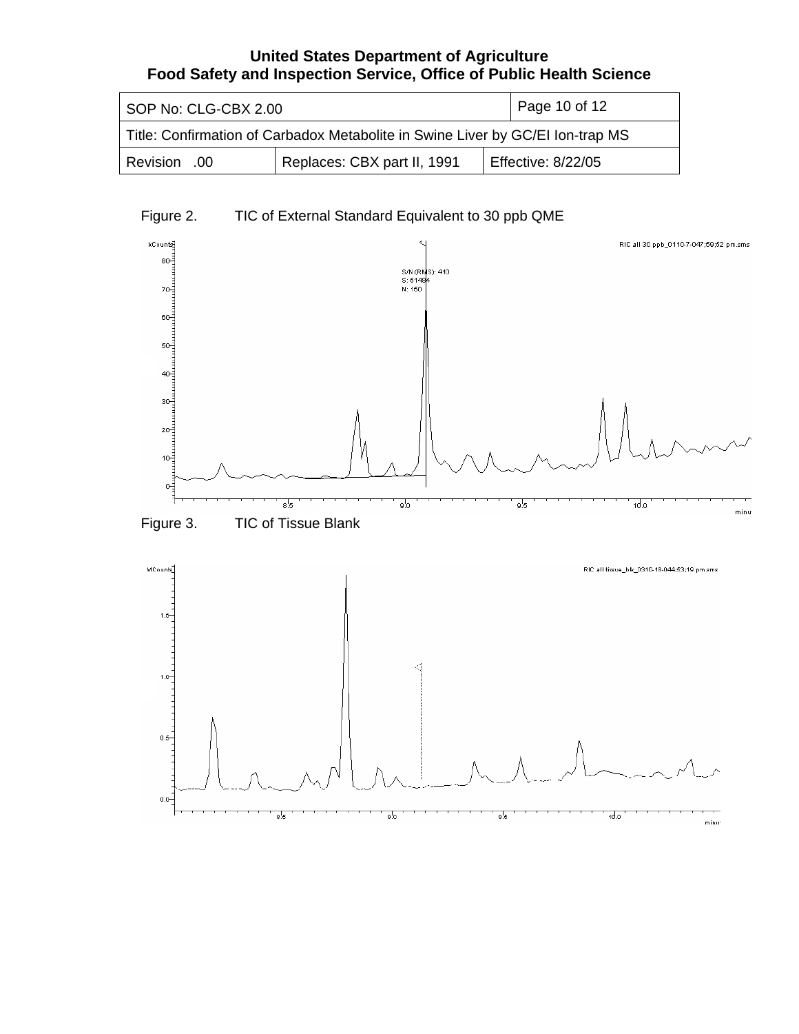Figure 2. TIC of External Standard Equivalent to 30 ppb QME

Figure 3. TIC of Tissue Blank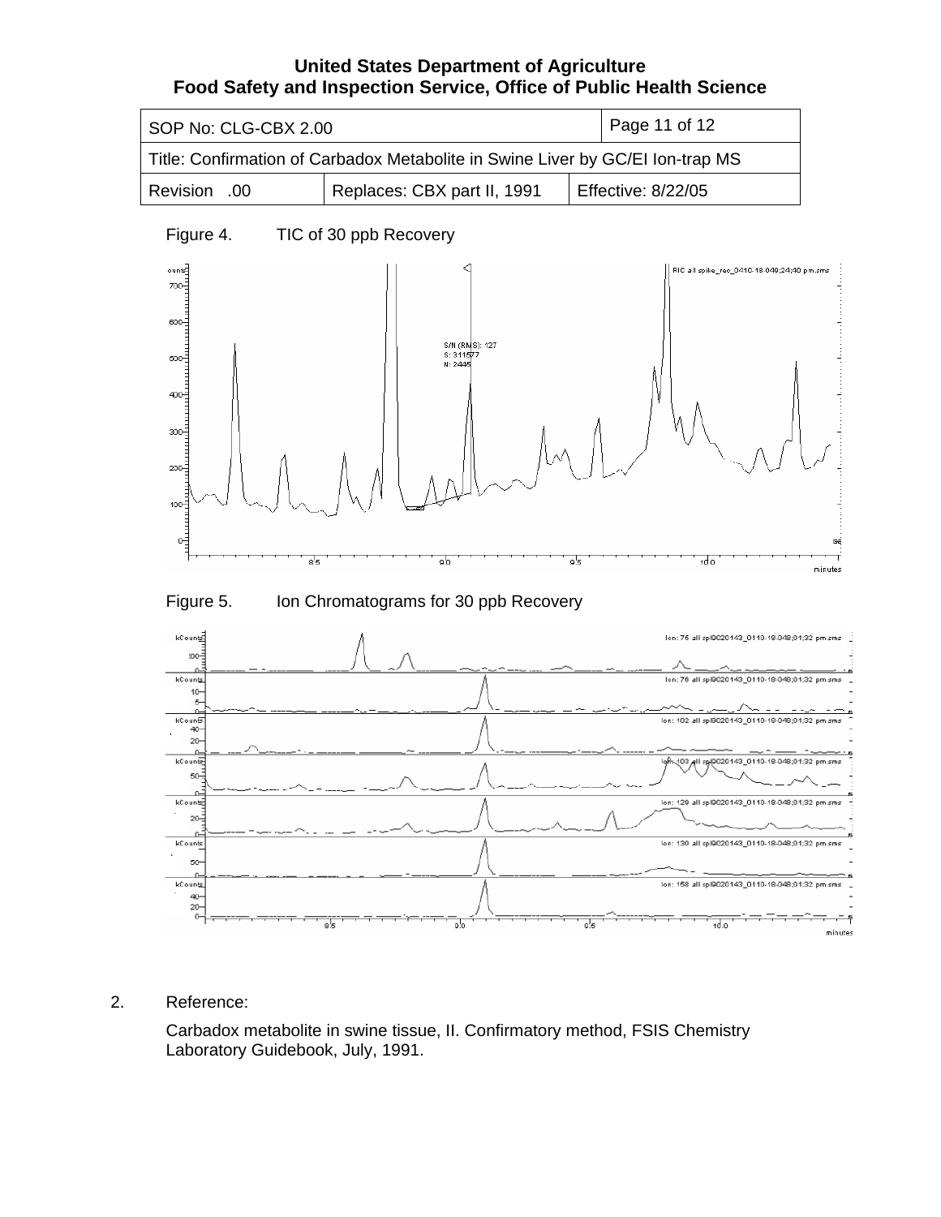Figure 4. TIC of 30 ppb Recovery

Figure 5. Ion Chromatograms for 30 ppb Recovery

2. Reference:

   Carbadox metabolite in swine tissue, II. Confirmatory method, FSIS Chemistry Laboratory Guidebook, July, 1991.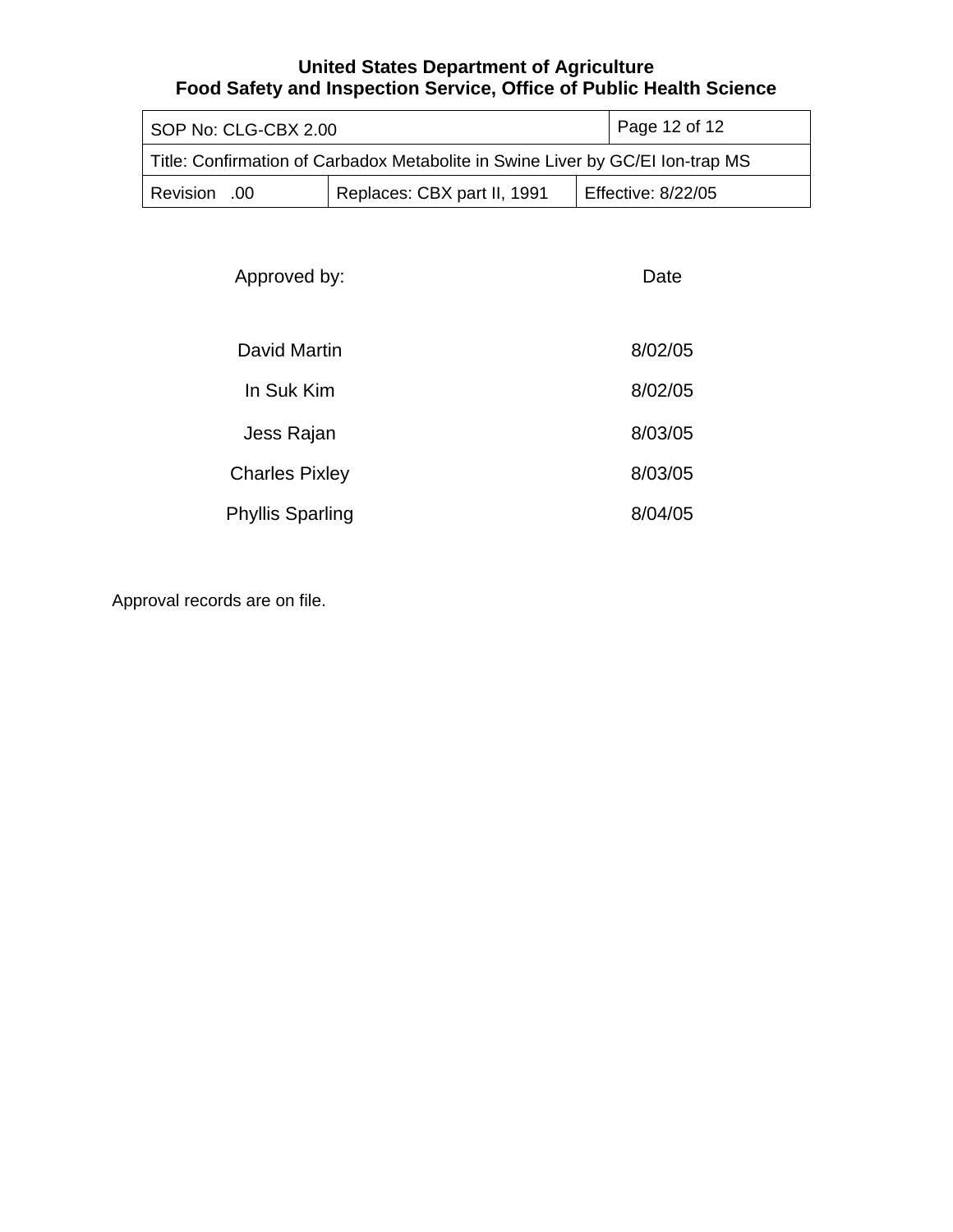| Approved by: | Date |
|---|---|
| David Martin | 8/02/05 |
| In Suk Kim | 8/02/05 |
| Jess Rajan | 8/03/05 |
| Charles Pixley | 8/03/05 |
| Phyllis Sparling | 8/04/05 |

Approval records are on file.